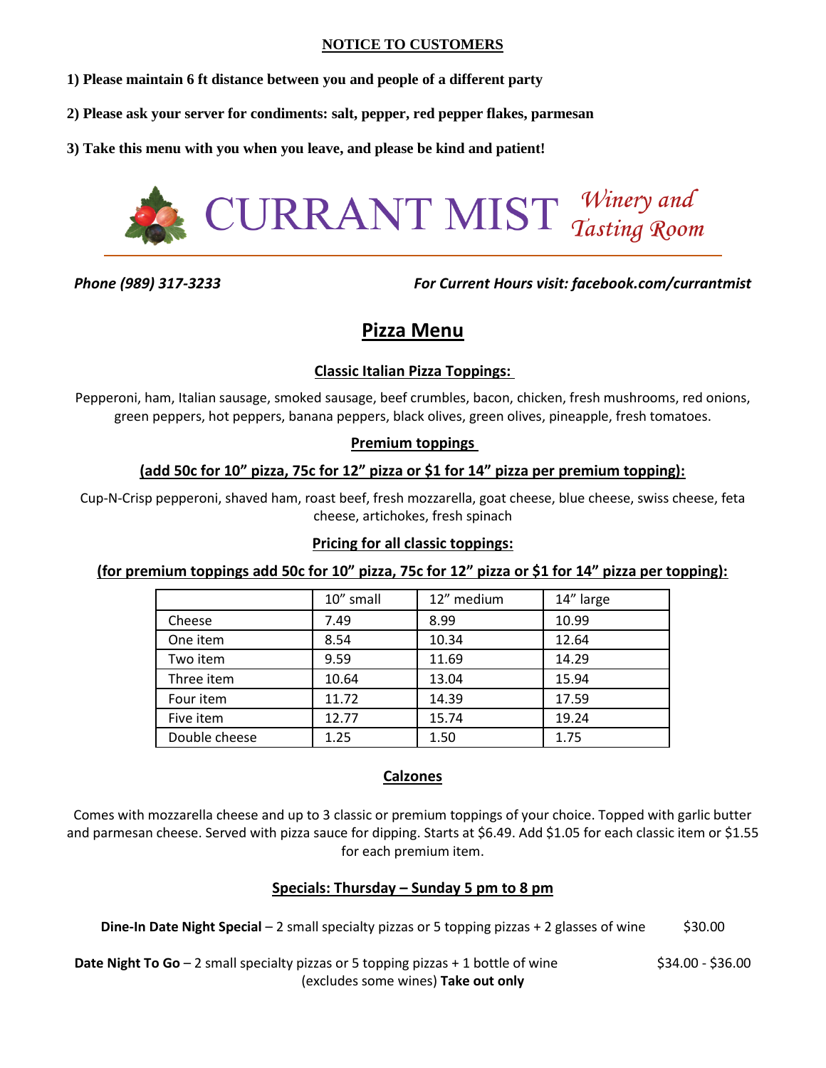**NOTICE TO CUSTOMERS**

**1) Please maintain 6 ft distance between you and people of a different party**

**2) Please ask your server for condiments: salt, pepper, red pepper flakes, parmesan**

**3) Take this menu with you when you leave, and please be kind and patient!**

# CURRANT MIST *Winery and Tasting Room*

***Phone (989) 317-3233*** ***For Current Hours visit: facebook.com/currantmist***

## Pizza Menu

### Classic Italian Pizza Toppings:

Pepperoni, ham, Italian sausage, smoked sausage, beef crumbles, bacon, chicken, fresh mushrooms, red onions, green peppers, hot peppers, banana peppers, black olives, green olives, pineapple, fresh tomatoes.

### Premium toppings

### (add 50c for 10" pizza, 75c for 12" pizza or $1 for 14" pizza per premium topping):

Cup-N-Crisp pepperoni, shaved ham, roast beef, fresh mozzarella, goat cheese, blue cheese, swiss cheese, feta cheese, artichokes, fresh spinach

### Pricing for all classic toppings:

### (for premium toppings add 50c for 10" pizza, 75c for 12" pizza or $1 for 14" pizza per topping):

| | 10" small | 12" medium | 14" large |
|---|---|---|---|
| Cheese | 7.49 | 8.99 | 10.99 |
| One item | 8.54 | 10.34 | 12.64 |
| Two item | 9.59 | 11.69 | 14.29 |
| Three item | 10.64 | 13.04 | 15.94 |
| Four item | 11.72 | 14.39 | 17.59 |
| Five item | 12.77 | 15.74 | 19.24 |
| Double cheese | 1.25 | 1.50 | 1.75 |

### Calzones

Comes with mozzarella cheese and up to 3 classic or premium toppings of your choice. Topped with garlic butter and parmesan cheese. Served with pizza sauce for dipping. Starts at $6.49. Add $1.05 for each classic item or $1.55 for each premium item.

### Specials: Thursday – Sunday 5 pm to 8 pm

**Dine-In Date Night Special** – 2 small specialty pizzas or 5 topping pizzas + 2 glasses of wine $30.00

**Date Night To Go** – 2 small specialty pizzas or 5 topping pizzas + 1 bottle of wine (excludes some wines) **Take out only** $34.00 - $36.00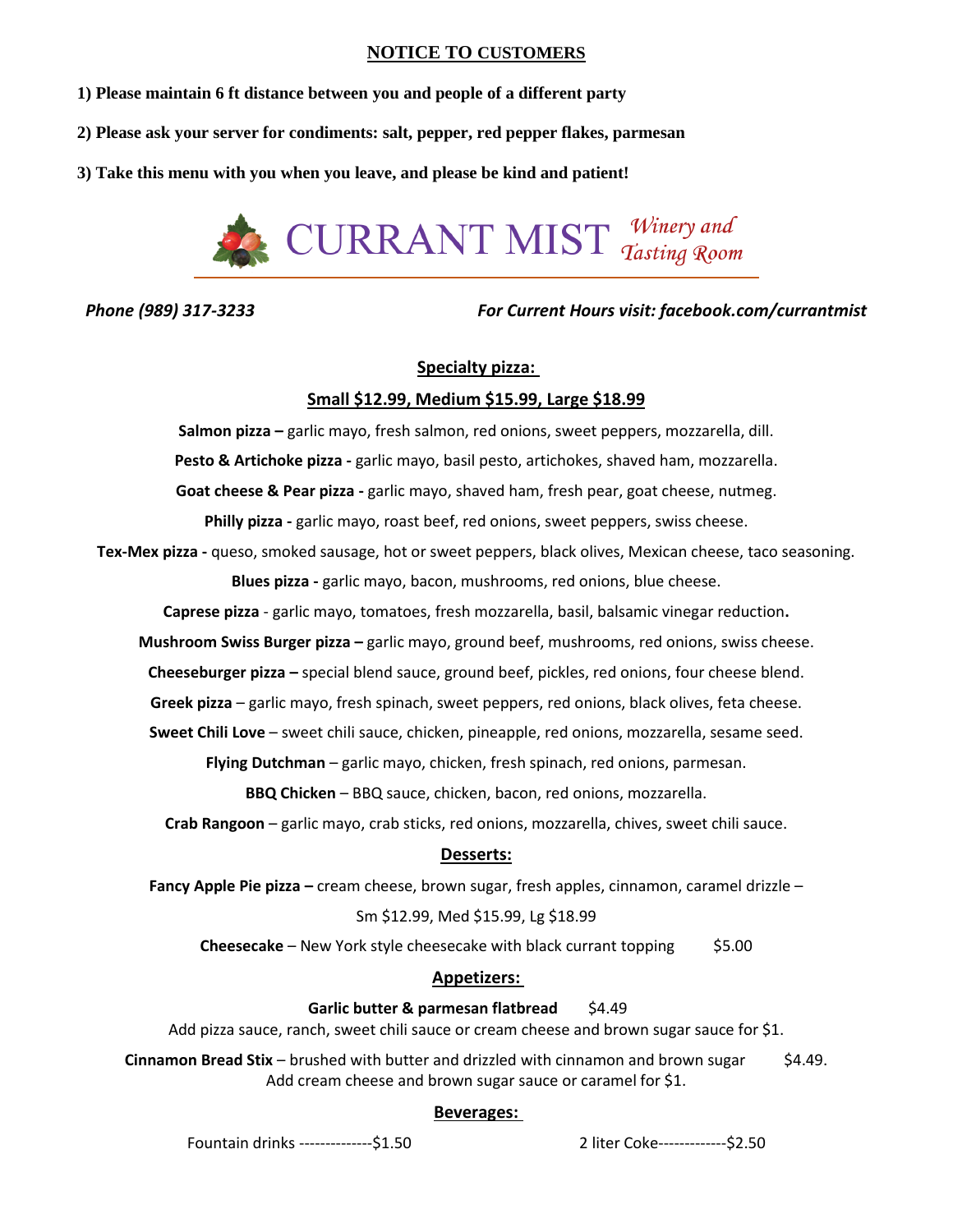## NOTICE TO CUSTOMERS

**1) Please maintain 6 ft distance between you and people of a different party**

**2) Please ask your server for condiments: salt, pepper, red pepper flakes, parmesan**

**3) Take this menu with you when you leave, and please be kind and patient!**

# CURRANT MIST *Winery and Tasting Room*

***Phone (989) 317-3233*** ***For Current Hours visit: facebook.com/currantmist***

## Specialty pizza:

### Small $12.99, Medium $15.99, Large $18.99

**Salmon pizza –** garlic mayo, fresh salmon, red onions, sweet peppers, mozzarella, dill.

**Pesto & Artichoke pizza -** garlic mayo, basil pesto, artichokes, shaved ham, mozzarella.

**Goat cheese & Pear pizza -** garlic mayo, shaved ham, fresh pear, goat cheese, nutmeg.

**Philly pizza -** garlic mayo, roast beef, red onions, sweet peppers, swiss cheese.

**Tex-Mex pizza -** queso, smoked sausage, hot or sweet peppers, black olives, Mexican cheese, taco seasoning.

**Blues pizza -** garlic mayo, bacon, mushrooms, red onions, blue cheese.

**Caprese pizza** - garlic mayo, tomatoes, fresh mozzarella, basil, balsamic vinegar reduction**.**

**Mushroom Swiss Burger pizza –** garlic mayo, ground beef, mushrooms, red onions, swiss cheese.

**Cheeseburger pizza –** special blend sauce, ground beef, pickles, red onions, four cheese blend.

**Greek pizza** – garlic mayo, fresh spinach, sweet peppers, red onions, black olives, feta cheese.

**Sweet Chili Love** – sweet chili sauce, chicken, pineapple, red onions, mozzarella, sesame seed.

**Flying Dutchman** – garlic mayo, chicken, fresh spinach, red onions, parmesan.

**BBQ Chicken** – BBQ sauce, chicken, bacon, red onions, mozzarella.

**Crab Rangoon** – garlic mayo, crab sticks, red onions, mozzarella, chives, sweet chili sauce.

## Desserts:

**Fancy Apple Pie pizza –** cream cheese, brown sugar, fresh apples, cinnamon, caramel drizzle –

Sm $12.99, Med $15.99, Lg $18.99

**Cheesecake** – New York style cheesecake with black currant topping $5.00

## Appetizers:

**Garlic butter & parmesan flatbread** $4.49

Add pizza sauce, ranch, sweet chili sauce or cream cheese and brown sugar sauce for $1.

**Cinnamon Bread Stix** – brushed with butter and drizzled with cinnamon and brown sugar $4.49.
Add cream cheese and brown sugar sauce or caramel for $1.

## Beverages:

Fountain drinks --------------$1.50

2 liter Coke-------------$2.50